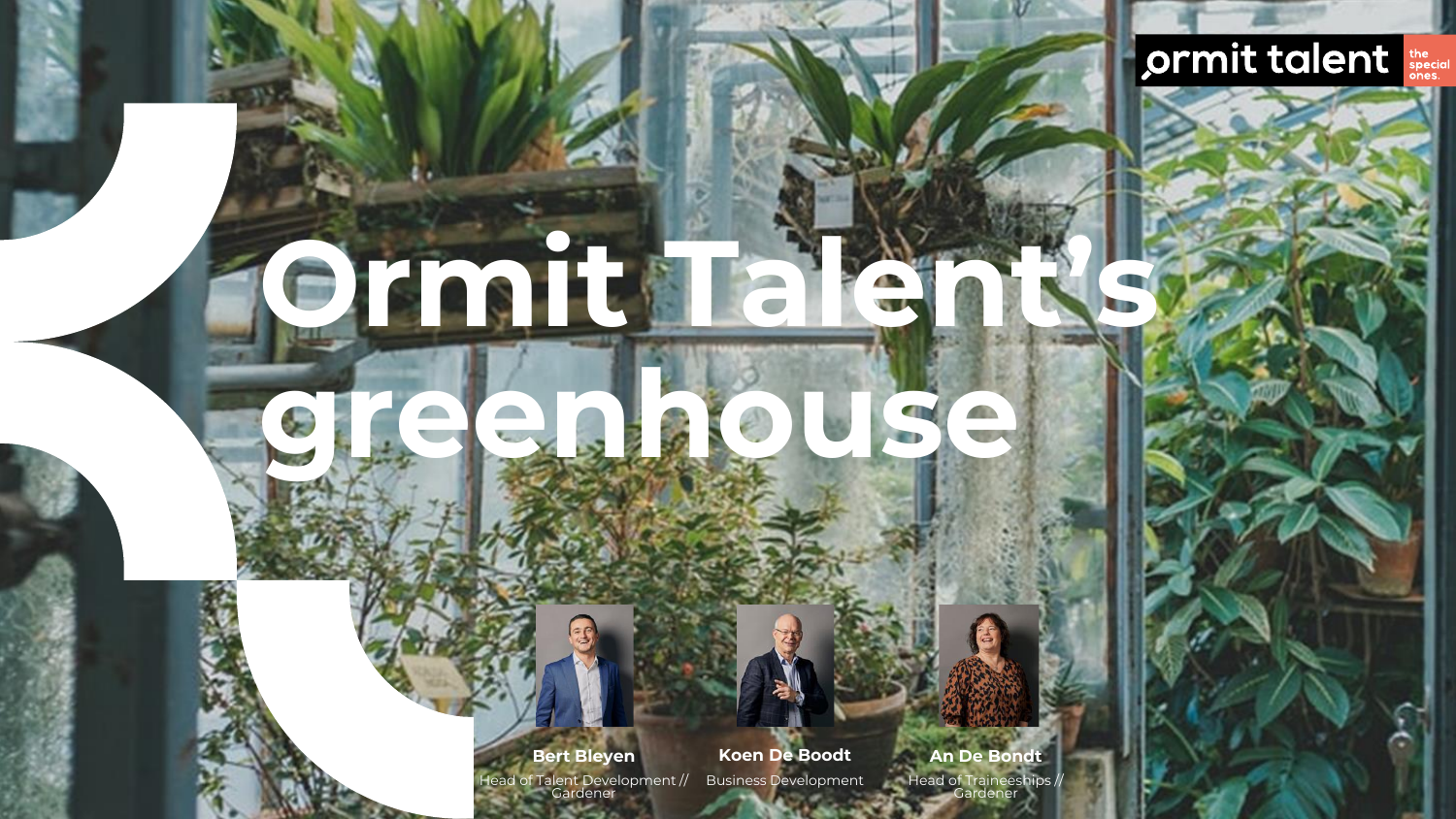ormit talent the special ones.

# Ormit Talent's greenhouse

**Bert Bleyen**
Head of Talent Development // Gardener

**Koen De Boodt**
Business Development

**An De Bondt**
Head of Traineeships // Gardener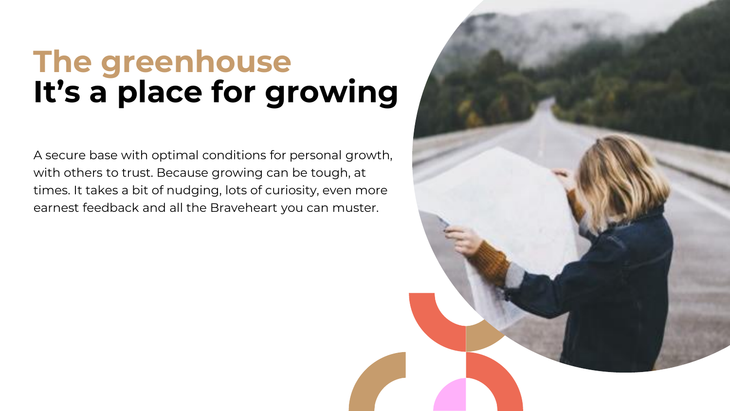# The greenhouse
# It’s a place for growing

A secure base with optimal conditions for personal growth, with others to trust. Because growing can be tough, at times. It takes a bit of nudging, lots of curiosity, even more earnest feedback and all the Braveheart you can muster.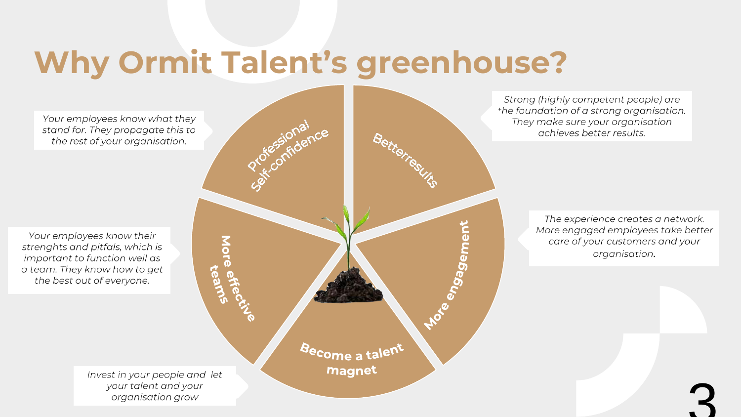# Why Ormit Talent's greenhouse?

**Professional Self-confidence**

*Your employees know what they stand for. They propagate this to the rest of your organisation.*

**Betterresults**

*Strong (highly competent people) are the foundation of a strong organisation. They make sure your organisation achieves better results.*

**More engagement**

*The experience creates a network. More engaged employees take better care of your customers and your organisation.*

**Become a talent magnet**

*Invest in your people and let your talent and your organisation grow*

**More effective teams**

*Your employees know their strenghts and pitfalls, which is important to function well as a team. They know how to get the best out of everyone.*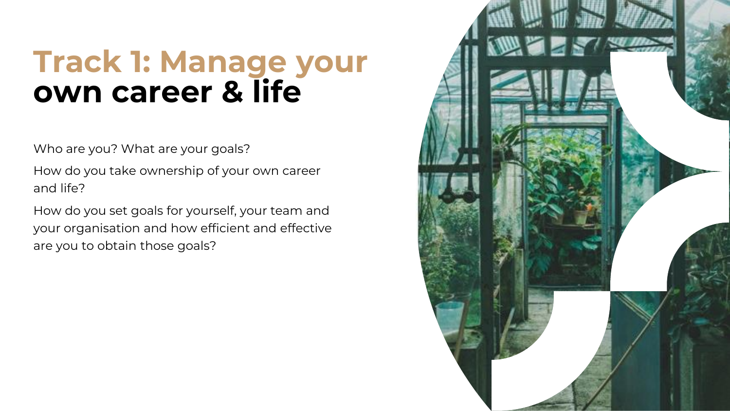# Track 1: Manage your own career & life

Who are you? What are your goals?

How do you take ownership of your own career and life?

How do you set goals for yourself, your team and your organisation and how efficient and effective are you to obtain those goals?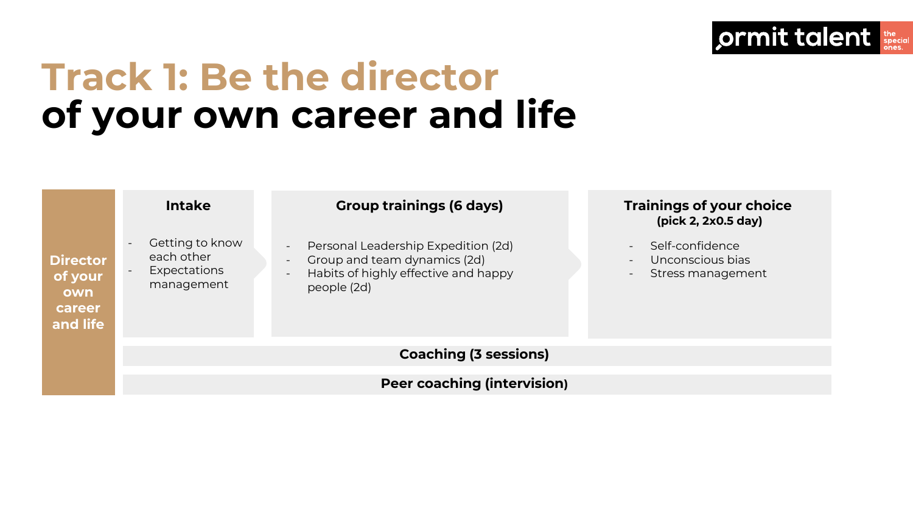# Track 1: Be the director of your own career and life

**Director of your own career and life**

### Intake

- Getting to know each other
- Expectations management

### Group trainings (6 days)

- Personal Leadership Expedition (2d)
- Group and team dynamics (2d)
- Habits of highly effective and happy people (2d)

### Trainings of your choice
**(pick 2, 2x0.5 day)**

- Self-confidence
- Unconscious bias
- Stress management

**Coaching (3 sessions)**

**Peer coaching (intervision)**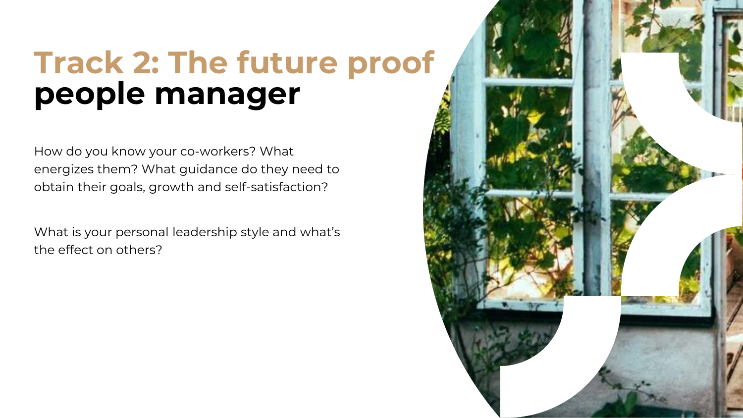# Track 2: The future proof people manager

How do you know your co-workers? What energizes them? What guidance do they need to obtain their goals, growth and self-satisfaction?

What is your personal leadership style and what's the effect on others?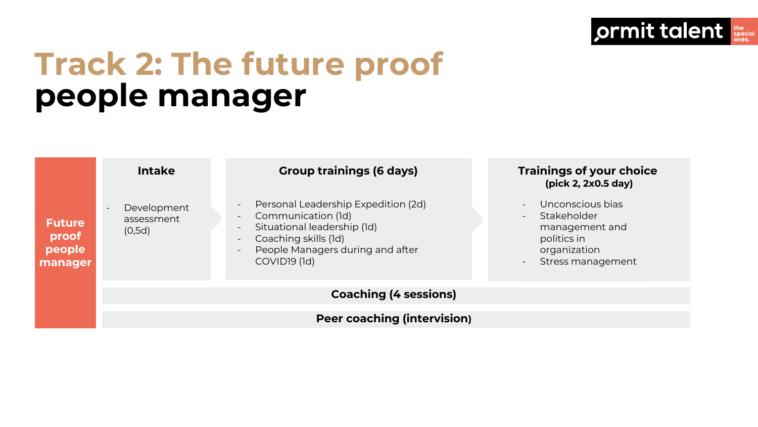# Track 2: The future proof people manager

**Future proof people manager**

### Intake

- Development assessment (0,5d)

### Group trainings (6 days)

- Personal Leadership Expedition (2d)
- Communication (1d)
- Situational leadership (1d)
- Coaching skills (1d)
- People Managers during and after COVID19 (1d)

### Trainings of your choice
**(pick 2, 2x0.5 day)**

- Unconscious bias
- Stakeholder management and politics in organization
- Stress management

**Coaching (4 sessions)**

**Peer coaching (intervision)**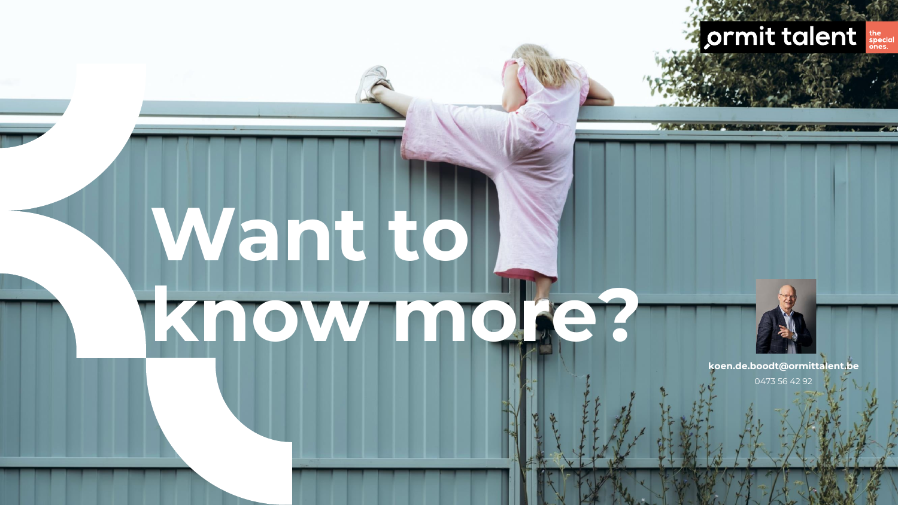ormit talent the special ones.

# Want to know more?

**koen.de.boodt@ormittalent.be**

0473 56 42 92